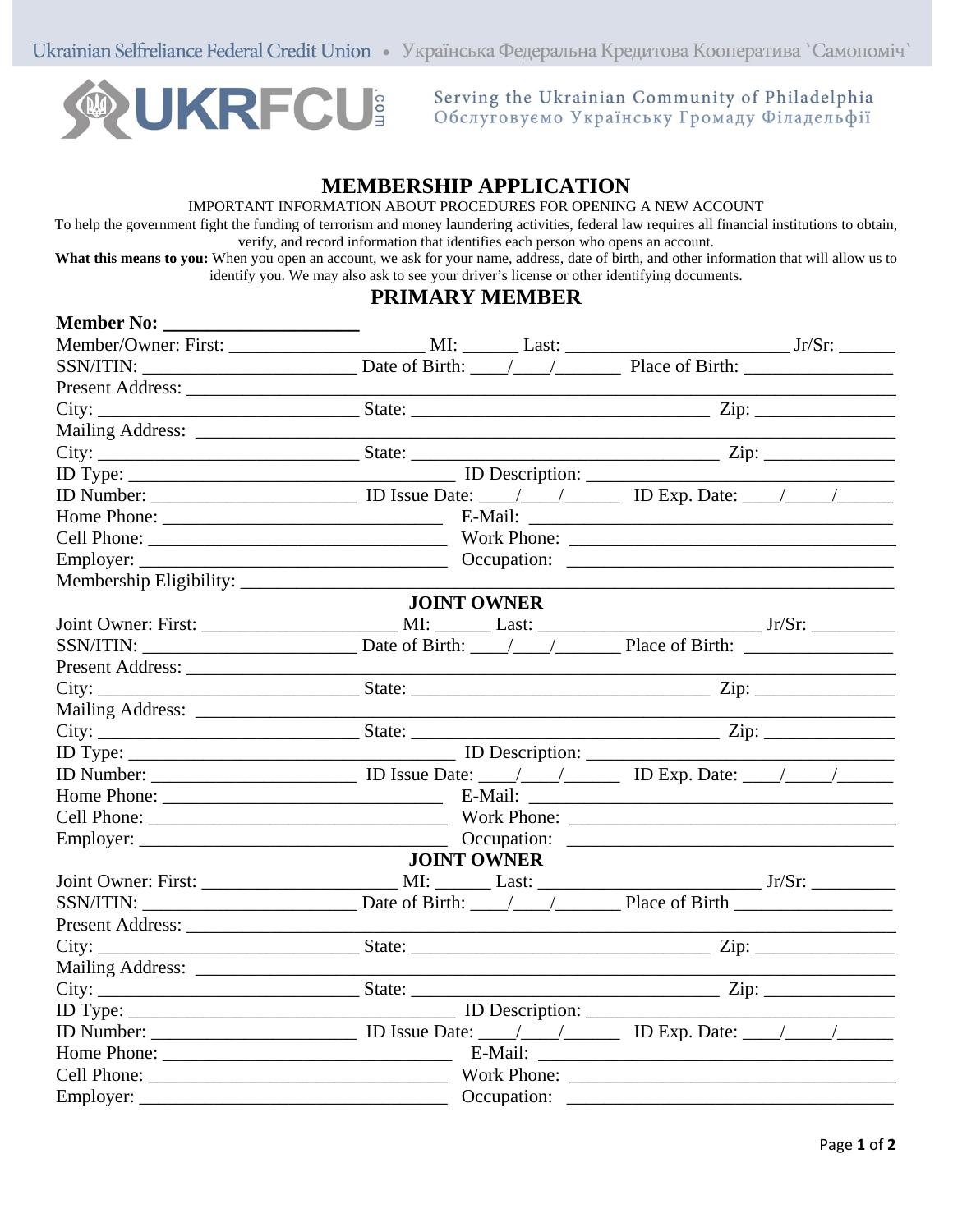Ukrainian Selfreliance Federal Credit Union • Українська Федеральна Кредитова Кооператива `Самопоміч`

UKRFCU.com

Serving the Ukrainian Community of Philadelphia
Обслуговуємо Українську Громаду Філадельфії

# MEMBERSHIP APPLICATION

IMPORTANT INFORMATION ABOUT PROCEDURES FOR OPENING A NEW ACCOUNT

To help the government fight the funding of terrorism and money laundering activities, federal law requires all financial institutions to obtain, verify, and record information that identifies each person who opens an account.

**What this means to you:** When you open an account, we ask for your name, address, date of birth, and other information that will allow us to identify you. We may also ask to see your driver's license or other identifying documents.

## PRIMARY MEMBER

**Member No: ____________________**

Member/Owner: First: ____________________ MI: ______ Last: ________________________ Jr/Sr: ______

SSN/ITIN: ______________________ Date of Birth: ____/____/_______ Place of Birth: ________________

Present Address: ______________________________________________________________________

City: ____________________________ State: ________________________________ Zip: _______________

Mailing Address: _____________________________________________________________________

City: ____________________________ State: _________________________________ Zip: ______________

ID Type: ____________________________________ ID Description: __________________________________

ID Number: ______________________ ID Issue Date: ____/____/______ ID Exp. Date: ____/_____/______

Home Phone: ______________________________ E-Mail: ________________________________________

Cell Phone: ________________________________ Work Phone: ____________________________________

Employer: __________________________________ Occupation: ____________________________________

Membership Eligibility: _________________________________________________________________

### JOINT OWNER

Joint Owner: First: ____________________ MI: ______ Last: ________________________ Jr/Sr: _________

SSN/ITIN: ______________________ Date of Birth: ____/____/_______ Place of Birth: ________________

Present Address: ______________________________________________________________________

City: ____________________________ State: ________________________________ Zip: _______________

Mailing Address: _____________________________________________________________________

City: ____________________________ State: _________________________________ Zip: ______________

ID Type: ____________________________________ ID Description: __________________________________

ID Number: ______________________ ID Issue Date: ____/____/______ ID Exp. Date: ____/_____/______

Home Phone: ______________________________ E-Mail: ________________________________________

Cell Phone: ________________________________ Work Phone: ____________________________________

Employer: __________________________________ Occupation: ____________________________________

### JOINT OWNER

Joint Owner: First: ____________________ MI: ______ Last: ________________________ Jr/Sr: _________

SSN/ITIN: ______________________ Date of Birth: ____/____/_______ Place of Birth ________________

Present Address: ______________________________________________________________________

City: ____________________________ State: ________________________________ Zip: _______________

Mailing Address: _____________________________________________________________________

City: ____________________________ State: _________________________________ Zip: ______________

ID Type: ____________________________________ ID Description: __________________________________

ID Number: ______________________ ID Issue Date: ____/____/______ ID Exp. Date: ____/_____/______

Home Phone: _______________________________ E-Mail: _______________________________________

Cell Phone: ________________________________ Work Phone: ____________________________________

Employer: __________________________________ Occupation: ____________________________________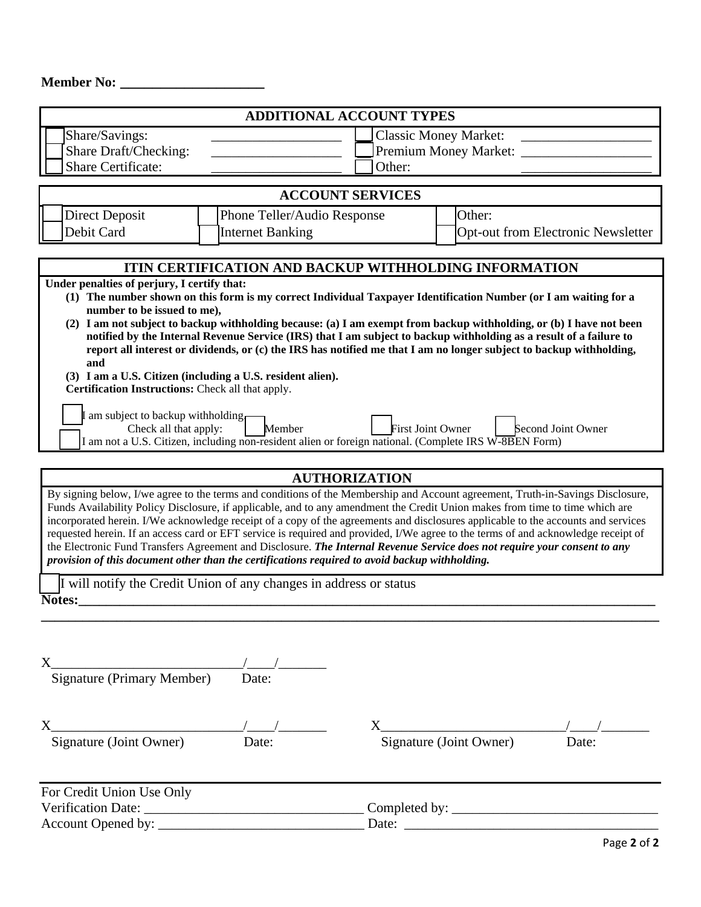**Member No: ____________________**

## ADDITIONAL ACCOUNT TYPES

| | | | |
|---|---|---|---|
| ☐ Share/Savings: | __________________ | ☐ Classic Money Market: | __________________ |
| ☐ Share Draft/Checking: | __________________ | ☐ Premium Money Market: | __________________ |
| ☐ Share Certificate: | __________________ | ☐ Other: | __________________ |

## ACCOUNT SERVICES

| | | |
|---|---|---|
| ☐ Direct Deposit | ☐ Phone Teller/Audio Response | ☐ Other: |
| ☐ Debit Card | ☐ Internet Banking | ☐ Opt-out from Electronic Newsletter |

## ITIN CERTIFICATION AND BACKUP WITHHOLDING INFORMATION

**Under penalties of perjury, I certify that:**

1. **The number shown on this form is my correct Individual Taxpayer Identification Number (or I am waiting for a number to be issued to me),**
2. **I am not subject to backup withholding because: (a) I am exempt from backup withholding, or (b) I have not been notified by the Internal Revenue Service (IRS) that I am subject to backup withholding as a result of a failure to report all interest or dividends, or (c) the IRS has notified me that I am no longer subject to backup withholding, and**
3. **I am a U.S. Citizen (including a U.S. resident alien).**

**Certification Instructions:** Check all that apply.

☐ I am subject to backup withholding.
Check all that apply: ☐ Member ☐ First Joint Owner ☐ Second Joint Owner

☐ I am not a U.S. Citizen, including non-resident alien or foreign national. (Complete IRS W-8BEN Form)

## AUTHORIZATION

By signing below, I/we agree to the terms and conditions of the Membership and Account agreement, Truth-in-Savings Disclosure, Funds Availability Policy Disclosure, if applicable, and to any amendment the Credit Union makes from time to time which are incorporated herein. I/We acknowledge receipt of a copy of the agreements and disclosures applicable to the accounts and services requested herein. If an access card or EFT service is required and provided, I/We agree to the terms of and acknowledge receipt of the Electronic Fund Transfers Agreement and Disclosure. ***The Internal Revenue Service does not require your consent to any provision of this document other than the certifications required to avoid backup withholding.***

☐ I will notify the Credit Union of any changes in address or status

**Notes:**______________________________________________________________________________

______________________________________________________________________________________

X____________________________ ____/____/_______
Signature (Primary Member) Date:

X____________________________ ____/____/_______
Signature (Joint Owner) Date:

X____________________________ ____/____/_______
Signature (Joint Owner) Date:

For Credit Union Use Only

Verification Date: ______________________________ Completed by: ______________________________

Account Opened by: ______________________________ Date: ______________________________